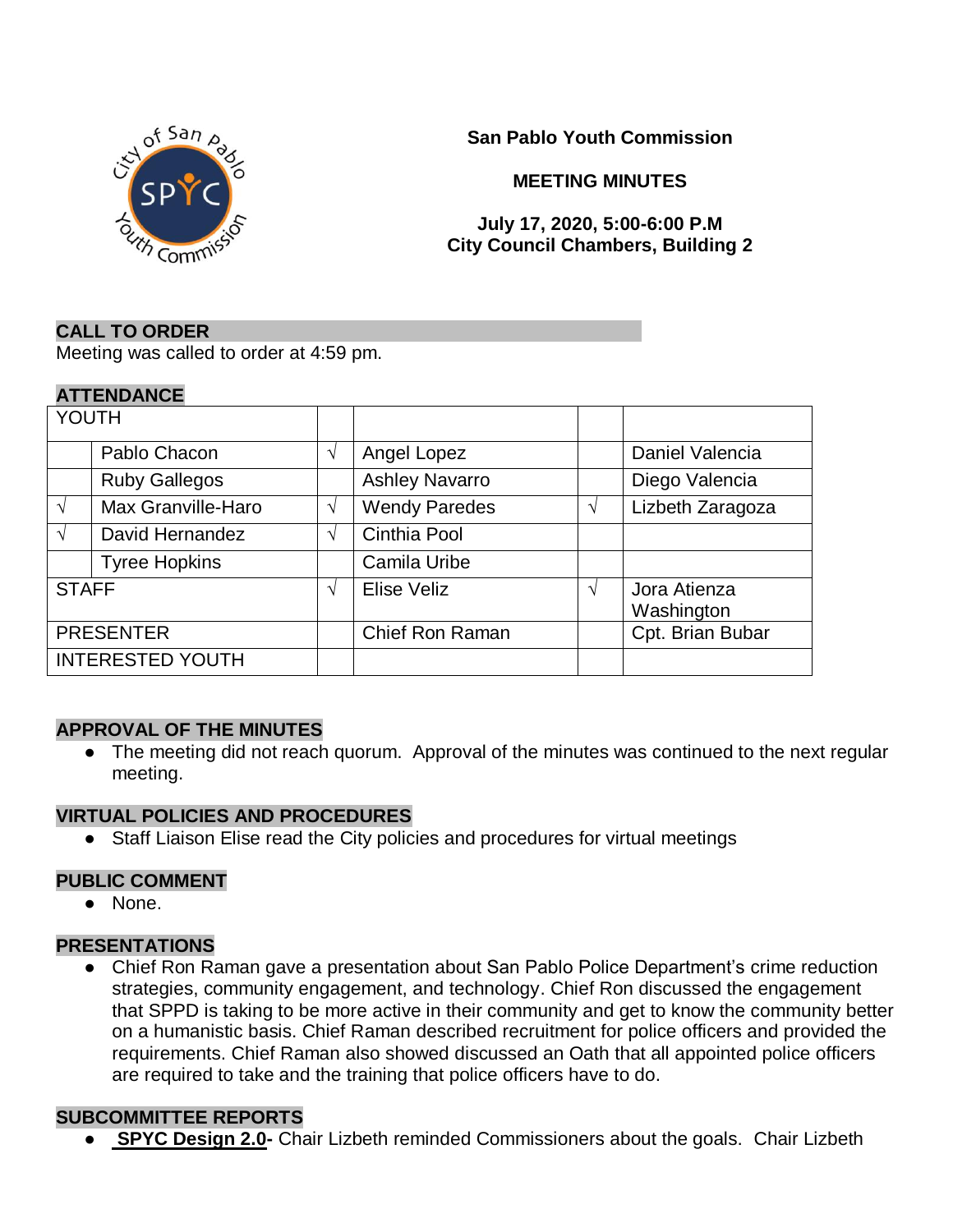**San Pablo Youth Commission**

**MEETING MINUTES**

**July 17, 2020, 5:00-6:00 P.M**
**City Council Chambers, Building 2**

## CALL TO ORDER

Meeting was called to order at 4:59 pm.

## ATTENDANCE

| YOUTH | | | | | |
|---|---|---|---|---|---|
| | Pablo Chacon | √ | Angel Lopez | | Daniel Valencia |
| | Ruby Gallegos | | Ashley Navarro | | Diego Valencia |
| √ | Max Granville-Haro | √ | Wendy Paredes | √ | Lizbeth Zaragoza |
| √ | David Hernandez | √ | Cinthia Pool | | |
| | Tyree Hopkins | | Camila Uribe | | |
| STAFF | | √ | Elise Veliz | √ | Jora Atienza Washington |
| PRESENTER | | | Chief Ron Raman | | Cpt. Brian Bubar |
| INTERESTED YOUTH | | | | | |

## APPROVAL OF THE MINUTES

- The meeting did not reach quorum. Approval of the minutes was continued to the next regular meeting.

## VIRTUAL POLICIES AND PROCEDURES

- Staff Liaison Elise read the City policies and procedures for virtual meetings

## PUBLIC COMMENT

- None.

## PRESENTATIONS

- Chief Ron Raman gave a presentation about San Pablo Police Department's crime reduction strategies, community engagement, and technology. Chief Ron discussed the engagement that SPPD is taking to be more active in their community and get to know the community better on a humanistic basis. Chief Raman described recruitment for police officers and provided the requirements. Chief Raman also showed discussed an Oath that all appointed police officers are required to take and the training that police officers have to do.

## SUBCOMMITTEE REPORTS

- **SPYC Design 2.0-** Chair Lizbeth reminded Commissioners about the goals. Chair Lizbeth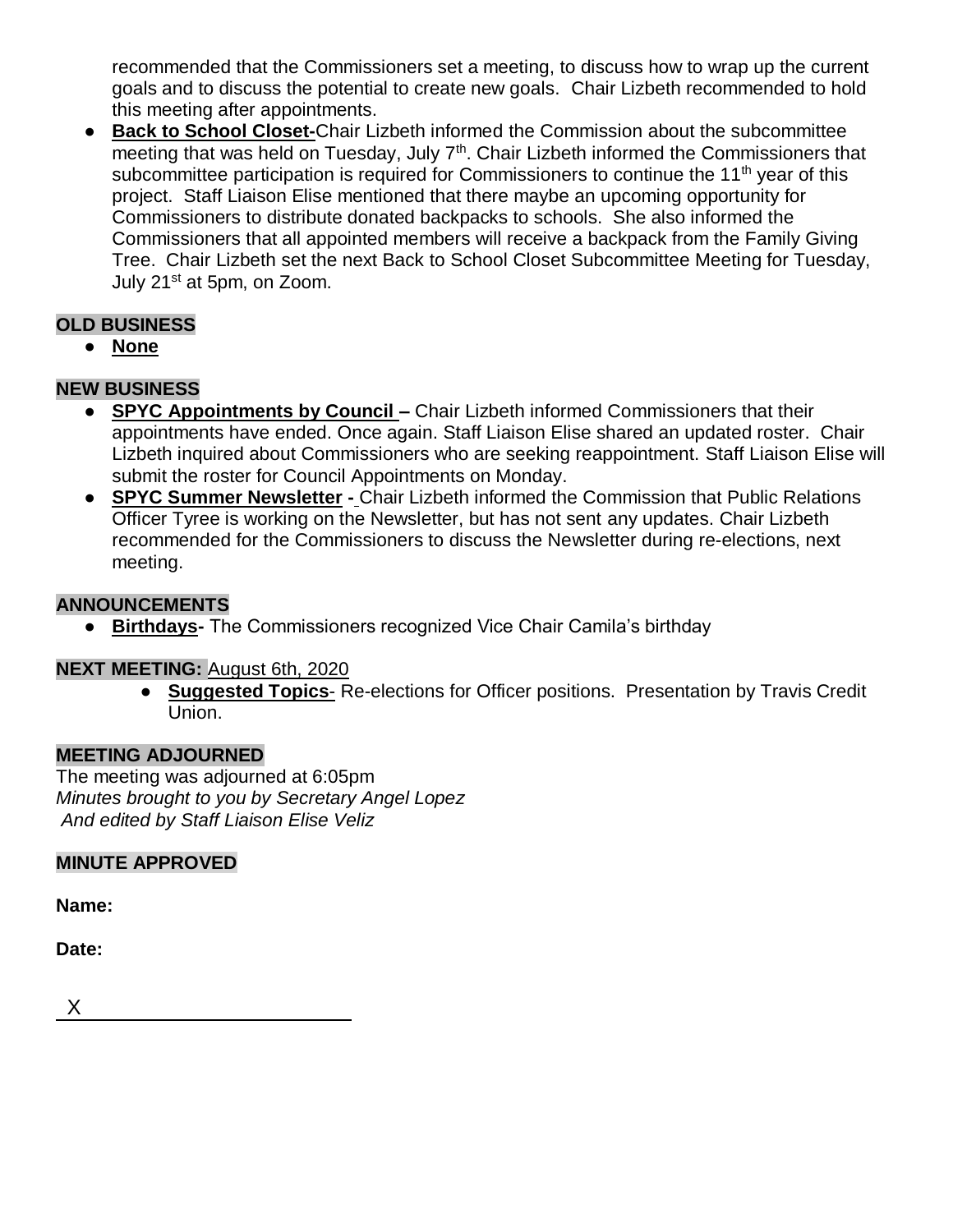recommended that the Commissioners set a meeting, to discuss how to wrap up the current goals and to discuss the potential to create new goals. Chair Lizbeth recommended to hold this meeting after appointments.

- **Back to School Closet-**Chair Lizbeth informed the Commission about the subcommittee meeting that was held on Tuesday, July 7th. Chair Lizbeth informed the Commissioners that subcommittee participation is required for Commissioners to continue the 11th year of this project. Staff Liaison Elise mentioned that there maybe an upcoming opportunity for Commissioners to distribute donated backpacks to schools. She also informed the Commissioners that all appointed members will receive a backpack from the Family Giving Tree. Chair Lizbeth set the next Back to School Closet Subcommittee Meeting for Tuesday, July 21st at 5pm, on Zoom.

## OLD BUSINESS

- **None**

## NEW BUSINESS

- **SPYC Appointments by Council –** Chair Lizbeth informed Commissioners that their appointments have ended. Once again. Staff Liaison Elise shared an updated roster. Chair Lizbeth inquired about Commissioners who are seeking reappointment. Staff Liaison Elise will submit the roster for Council Appointments on Monday.
- **SPYC Summer Newsletter -** Chair Lizbeth informed the Commission that Public Relations Officer Tyree is working on the Newsletter, but has not sent any updates. Chair Lizbeth recommended for the Commissioners to discuss the Newsletter during re-elections, next meeting.

## ANNOUNCEMENTS

- **Birthdays-** The Commissioners recognized Vice Chair Camila's birthday

## NEXT MEETING: August 6th, 2020

- **Suggested Topics**- Re-elections for Officer positions. Presentation by Travis Credit Union.

## MEETING ADJOURNED

The meeting was adjourned at 6:05pm

*Minutes brought to you by Secretary Angel Lopez*
*And edited by Staff Liaison Elise Veliz*

## MINUTE APPROVED

**Name:**

**Date:**

X ________________________